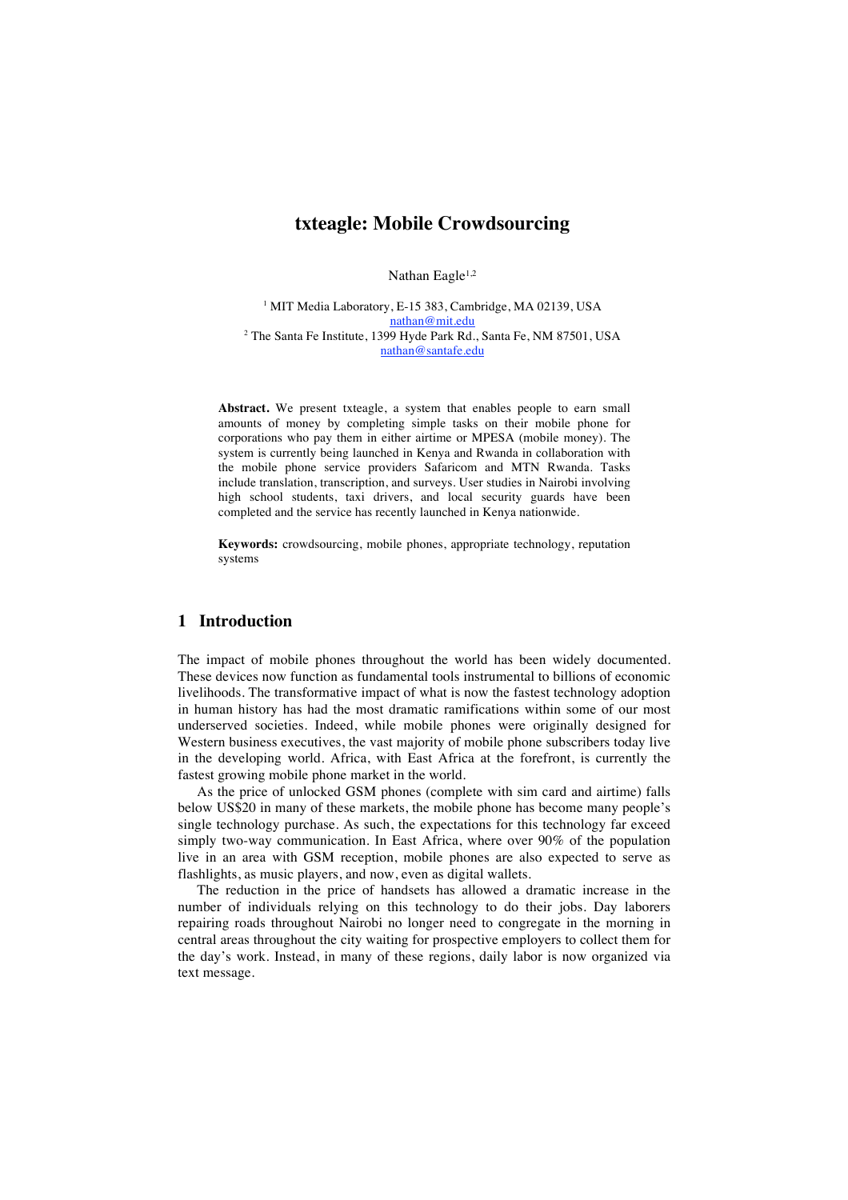# txteagle: Mobile Crowdsourcing

Nathan Eagle[1,2]

[1] MIT Media Laboratory, E-15 383, Cambridge, MA 02139, USA
nathan@mit.edu
[2] The Santa Fe Institute, 1399 Hyde Park Rd., Santa Fe, NM 87501, USA
nathan@santafe.edu

**Abstract.** We present txteagle, a system that enables people to earn small amounts of money by completing simple tasks on their mobile phone for corporations who pay them in either airtime or MPESA (mobile money). The system is currently being launched in Kenya and Rwanda in collaboration with the mobile phone service providers Safaricom and MTN Rwanda. Tasks include translation, transcription, and surveys. User studies in Nairobi involving high school students, taxi drivers, and local security guards have been completed and the service has recently launched in Kenya nationwide.

**Keywords:** crowdsourcing, mobile phones, appropriate technology, reputation systems

## 1 Introduction

The impact of mobile phones throughout the world has been widely documented. These devices now function as fundamental tools instrumental to billions of economic livelihoods. The transformative impact of what is now the fastest technology adoption in human history has had the most dramatic ramifications within some of our most underserved societies. Indeed, while mobile phones were originally designed for Western business executives, the vast majority of mobile phone subscribers today live in the developing world. Africa, with East Africa at the forefront, is currently the fastest growing mobile phone market in the world.

As the price of unlocked GSM phones (complete with sim card and airtime) falls below US$20 in many of these markets, the mobile phone has become many people's single technology purchase. As such, the expectations for this technology far exceed simply two-way communication. In East Africa, where over 90% of the population live in an area with GSM reception, mobile phones are also expected to serve as flashlights, as music players, and now, even as digital wallets.

The reduction in the price of handsets has allowed a dramatic increase in the number of individuals relying on this technology to do their jobs. Day laborers repairing roads throughout Nairobi no longer need to congregate in the morning in central areas throughout the city waiting for prospective employers to collect them for the day's work. Instead, in many of these regions, daily labor is now organized via text message.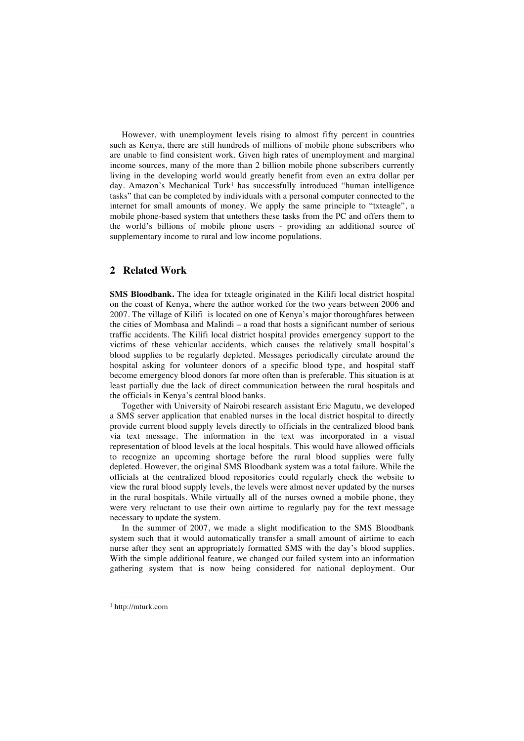However, with unemployment levels rising to almost fifty percent in countries such as Kenya, there are still hundreds of millions of mobile phone subscribers who are unable to find consistent work. Given high rates of unemployment and marginal income sources, many of the more than 2 billion mobile phone subscribers currently living in the developing world would greatly benefit from even an extra dollar per day. Amazon's Mechanical Turk[1] has successfully introduced "human intelligence tasks" that can be completed by individuals with a personal computer connected to the internet for small amounts of money. We apply the same principle to "txteagle", a mobile phone-based system that untethers these tasks from the PC and offers them to the world's billions of mobile phone users - providing an additional source of supplementary income to rural and low income populations.

## 2 Related Work

**SMS Bloodbank.** The idea for txteagle originated in the Kilifi local district hospital on the coast of Kenya, where the author worked for the two years between 2006 and 2007. The village of Kilifi is located on one of Kenya's major thoroughfares between the cities of Mombasa and Malindi – a road that hosts a significant number of serious traffic accidents. The Kilifi local district hospital provides emergency support to the victims of these vehicular accidents, which causes the relatively small hospital's blood supplies to be regularly depleted. Messages periodically circulate around the hospital asking for volunteer donors of a specific blood type, and hospital staff become emergency blood donors far more often than is preferable. This situation is at least partially due the lack of direct communication between the rural hospitals and the officials in Kenya's central blood banks.

Together with University of Nairobi research assistant Eric Magutu, we developed a SMS server application that enabled nurses in the local district hospital to directly provide current blood supply levels directly to officials in the centralized blood bank via text message. The information in the text was incorporated in a visual representation of blood levels at the local hospitals. This would have allowed officials to recognize an upcoming shortage before the rural blood supplies were fully depleted. However, the original SMS Bloodbank system was a total failure. While the officials at the centralized blood repositories could regularly check the website to view the rural blood supply levels, the levels were almost never updated by the nurses in the rural hospitals. While virtually all of the nurses owned a mobile phone, they were very reluctant to use their own airtime to regularly pay for the text message necessary to update the system.

In the summer of 2007, we made a slight modification to the SMS Bloodbank system such that it would automatically transfer a small amount of airtime to each nurse after they sent an appropriately formatted SMS with the day's blood supplies. With the simple additional feature, we changed our failed system into an information gathering system that is now being considered for national deployment. Our

[1] http://mturk.com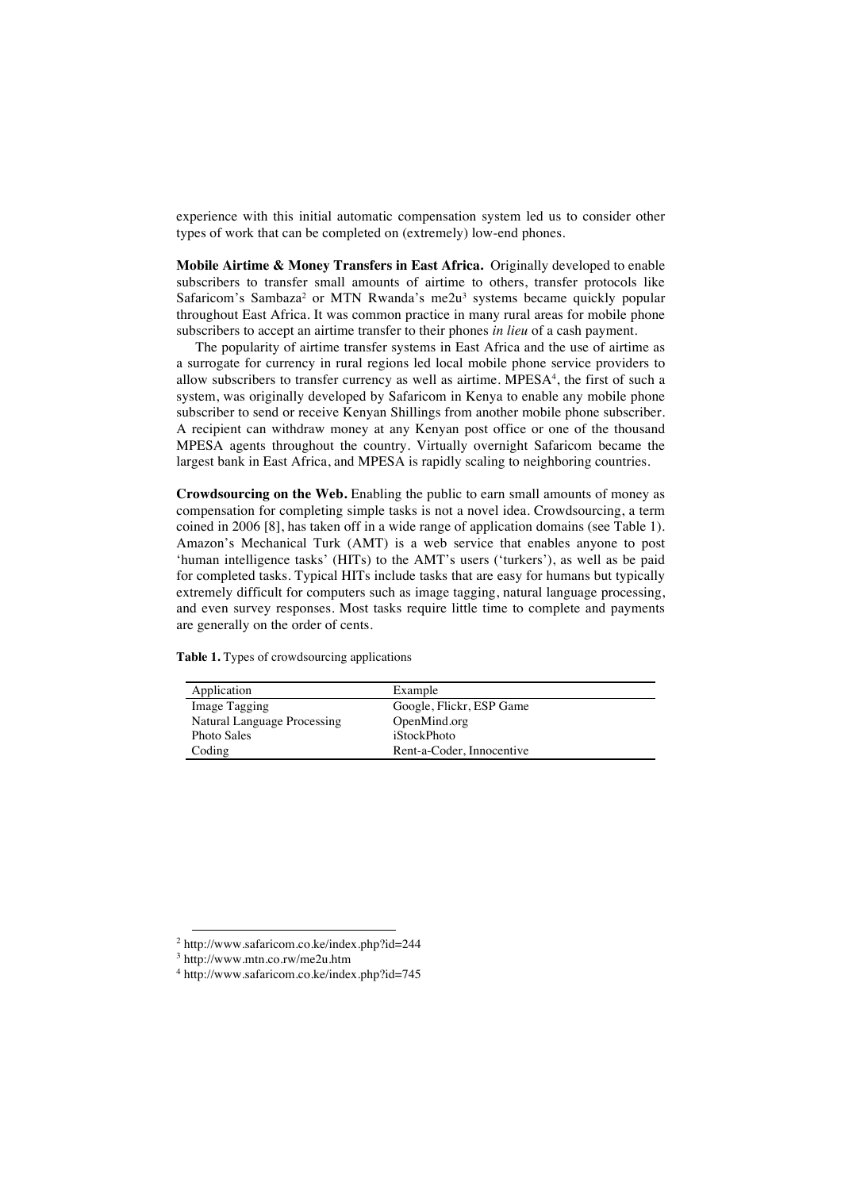experience with this initial automatic compensation system led us to consider other types of work that can be completed on (extremely) low-end phones.

**Mobile Airtime & Money Transfers in East Africa.** Originally developed to enable subscribers to transfer small amounts of airtime to others, transfer protocols like Safaricom's Sambaza[2] or MTN Rwanda's me2u[3] systems became quickly popular throughout East Africa. It was common practice in many rural areas for mobile phone subscribers to accept an airtime transfer to their phones *in lieu* of a cash payment.

The popularity of airtime transfer systems in East Africa and the use of airtime as a surrogate for currency in rural regions led local mobile phone service providers to allow subscribers to transfer currency as well as airtime. MPESA[4], the first of such a system, was originally developed by Safaricom in Kenya to enable any mobile phone subscriber to send or receive Kenyan Shillings from another mobile phone subscriber. A recipient can withdraw money at any Kenyan post office or one of the thousand MPESA agents throughout the country. Virtually overnight Safaricom became the largest bank in East Africa, and MPESA is rapidly scaling to neighboring countries.

**Crowdsourcing on the Web.** Enabling the public to earn small amounts of money as compensation for completing simple tasks is not a novel idea. Crowdsourcing, a term coined in 2006 [8], has taken off in a wide range of application domains (see Table 1). Amazon's Mechanical Turk (AMT) is a web service that enables anyone to post 'human intelligence tasks' (HITs) to the AMT's users ('turkers'), as well as be paid for completed tasks. Typical HITs include tasks that are easy for humans but typically extremely difficult for computers such as image tagging, natural language processing, and even survey responses. Most tasks require little time to complete and payments are generally on the order of cents.

**Table 1.** Types of crowdsourcing applications

| Application | Example |
|---|---|
| Image Tagging | Google, Flickr, ESP Game |
| Natural Language Processing | OpenMind.org |
| Photo Sales | iStockPhoto |
| Coding | Rent-a-Coder, Innocentive |

[2] http://www.safaricom.co.ke/index.php?id=244

[3] http://www.mtn.co.rw/me2u.htm

[4] http://www.safaricom.co.ke/index.php?id=745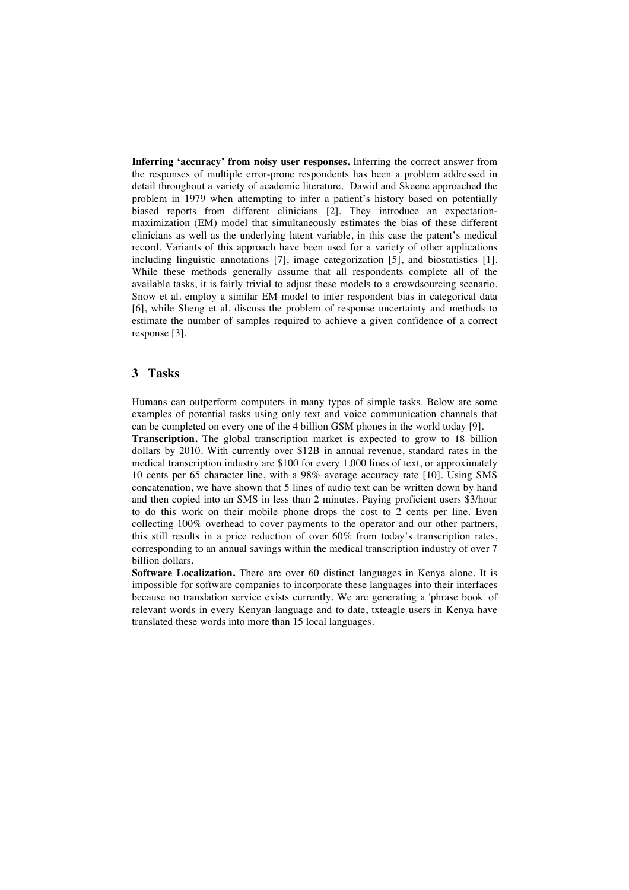**Inferring 'accuracy' from noisy user responses.** Inferring the correct answer from the responses of multiple error-prone respondents has been a problem addressed in detail throughout a variety of academic literature. Dawid and Skeene approached the problem in 1979 when attempting to infer a patient's history based on potentially biased reports from different clinicians [2]. They introduce an expectation-maximization (EM) model that simultaneously estimates the bias of these different clinicians as well as the underlying latent variable, in this case the patent's medical record. Variants of this approach have been used for a variety of other applications including linguistic annotations [7], image categorization [5], and biostatistics [1]. While these methods generally assume that all respondents complete all of the available tasks, it is fairly trivial to adjust these models to a crowdsourcing scenario. Snow et al. employ a similar EM model to infer respondent bias in categorical data [6], while Sheng et al. discuss the problem of response uncertainty and methods to estimate the number of samples required to achieve a given confidence of a correct response [3].

## 3 Tasks

Humans can outperform computers in many types of simple tasks. Below are some examples of potential tasks using only text and voice communication channels that can be completed on every one of the 4 billion GSM phones in the world today [9].

**Transcription.** The global transcription market is expected to grow to 18 billion dollars by 2010. With currently over $12B in annual revenue, standard rates in the medical transcription industry are $100 for every 1,000 lines of text, or approximately 10 cents per 65 character line, with a 98% average accuracy rate [10]. Using SMS concatenation, we have shown that 5 lines of audio text can be written down by hand and then copied into an SMS in less than 2 minutes. Paying proficient users $3/hour to do this work on their mobile phone drops the cost to 2 cents per line. Even collecting 100% overhead to cover payments to the operator and our other partners, this still results in a price reduction of over 60% from today's transcription rates, corresponding to an annual savings within the medical transcription industry of over 7 billion dollars.

**Software Localization.** There are over 60 distinct languages in Kenya alone. It is impossible for software companies to incorporate these languages into their interfaces because no translation service exists currently. We are generating a 'phrase book' of relevant words in every Kenyan language and to date, txteagle users in Kenya have translated these words into more than 15 local languages.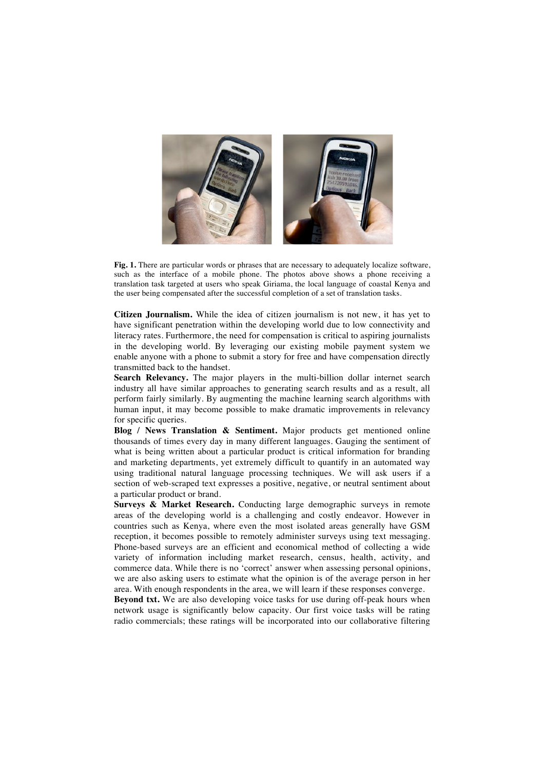**Fig. 1.** There are particular words or phrases that are necessary to adequately localize software, such as the interface of a mobile phone. The photos above shows a phone receiving a translation task targeted at users who speak Giriama, the local language of coastal Kenya and the user being compensated after the successful completion of a set of translation tasks.

**Citizen Journalism.** While the idea of citizen journalism is not new, it has yet to have significant penetration within the developing world due to low connectivity and literacy rates. Furthermore, the need for compensation is critical to aspiring journalists in the developing world. By leveraging our existing mobile payment system we enable anyone with a phone to submit a story for free and have compensation directly transmitted back to the handset.

**Search Relevancy.** The major players in the multi-billion dollar internet search industry all have similar approaches to generating search results and as a result, all perform fairly similarly. By augmenting the machine learning search algorithms with human input, it may become possible to make dramatic improvements in relevancy for specific queries.

**Blog / News Translation & Sentiment.** Major products get mentioned online thousands of times every day in many different languages. Gauging the sentiment of what is being written about a particular product is critical information for branding and marketing departments, yet extremely difficult to quantify in an automated way using traditional natural language processing techniques. We will ask users if a section of web-scraped text expresses a positive, negative, or neutral sentiment about a particular product or brand.

**Surveys & Market Research.** Conducting large demographic surveys in remote areas of the developing world is a challenging and costly endeavor. However in countries such as Kenya, where even the most isolated areas generally have GSM reception, it becomes possible to remotely administer surveys using text messaging. Phone-based surveys are an efficient and economical method of collecting a wide variety of information including market research, census, health, activity, and commerce data. While there is no 'correct' answer when assessing personal opinions, we are also asking users to estimate what the opinion is of the average person in her area. With enough respondents in the area, we will learn if these responses converge.

**Beyond txt.** We are also developing voice tasks for use during off-peak hours when network usage is significantly below capacity. Our first voice tasks will be rating radio commercials; these ratings will be incorporated into our collaborative filtering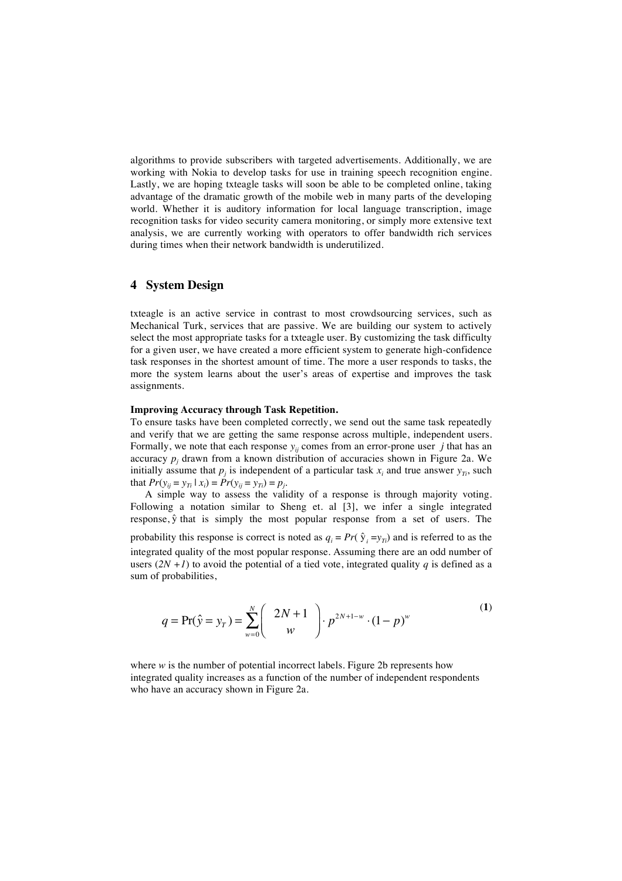algorithms to provide subscribers with targeted advertisements. Additionally, we are working with Nokia to develop tasks for use in training speech recognition engine. Lastly, we are hoping txteagle tasks will soon be able to be completed online, taking advantage of the dramatic growth of the mobile web in many parts of the developing world. Whether it is auditory information for local language transcription, image recognition tasks for video security camera monitoring, or simply more extensive text analysis, we are currently working with operators to offer bandwidth rich services during times when their network bandwidth is underutilized.

## 4 System Design

txteagle is an active service in contrast to most crowdsourcing services, such as Mechanical Turk, services that are passive. We are building our system to actively select the most appropriate tasks for a txteagle user. By customizing the task difficulty for a given user, we have created a more efficient system to generate high-confidence task responses in the shortest amount of time. The more a user responds to tasks, the more the system learns about the user's areas of expertise and improves the task assignments.

**Improving Accuracy through Task Repetition.**

To ensure tasks have been completed correctly, we send out the same task repeatedly and verify that we are getting the same response across multiple, independent users. Formally, we note that each response $y_{ij}$ comes from an error-prone user $j$ that has an accuracy $p_j$ drawn from a known distribution of accuracies shown in Figure 2a. We initially assume that $p_j$ is independent of a particular task $x_i$ and true answer $y_{Ti}$, such that $Pr(y_{ij} = y_{Ti} \mid x_i) = Pr(y_{ij} = y_{Ti}) = p_j$.

A simple way to assess the validity of a response is through majority voting. Following a notation similar to Sheng et. al [3], we infer a single integrated response, $\hat{y}$ that is simply the most popular response from a set of users. The probability this response is correct is noted as $q_i = Pr(\hat{y}_i = y_{Ti})$ and is referred to as the integrated quality of the most popular response. Assuming there are an odd number of users $(2N + 1)$ to avoid the potential of a tied vote, integrated quality $q$ is defined as a sum of probabilities,

$$q = \Pr(\hat{y} = y_T) = \sum_{w=0}^{N} \binom{2N+1}{w} \cdot p^{2N+1-w} \cdot (1-p)^w \tag{1}$$

where $w$ is the number of potential incorrect labels. Figure 2b represents how integrated quality increases as a function of the number of independent respondents who have an accuracy shown in Figure 2a.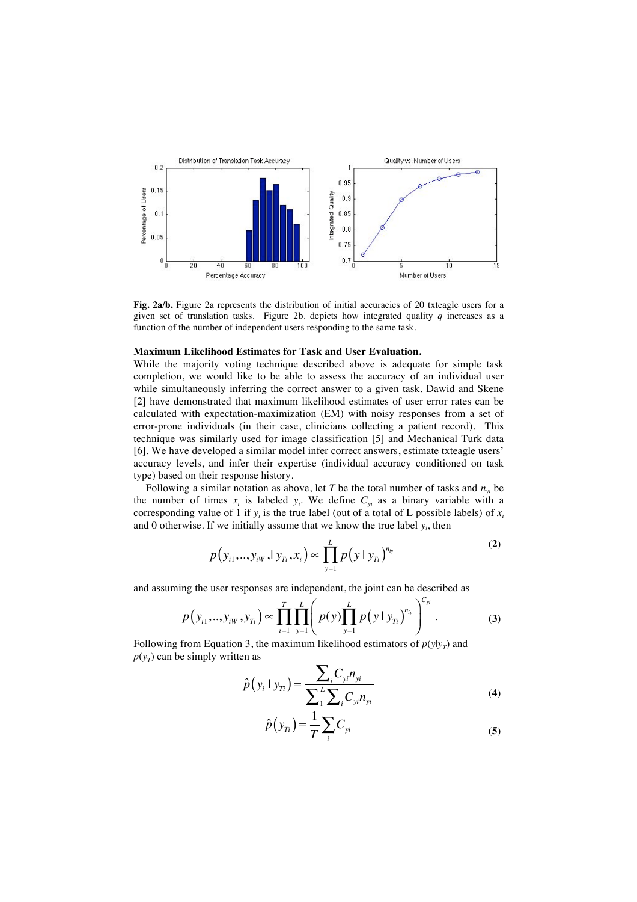**Fig. 2a/b.** Figure 2a represents the distribution of initial accuracies of 20 txteagle users for a given set of translation tasks. Figure 2b. depicts how integrated quality $q$ increases as a function of the number of independent users responding to the same task.

**Maximum Likelihood Estimates for Task and User Evaluation.**

While the majority voting technique described above is adequate for simple task completion, we would like to be able to assess the accuracy of an individual user while simultaneously inferring the correct answer to a given task. Dawid and Skene [2] have demonstrated that maximum likelihood estimates of user error rates can be calculated with expectation-maximization (EM) with noisy responses from a set of error-prone individuals (in their case, clinicians collecting a patient record). This technique was similarly used for image classification [5] and Mechanical Turk data [6]. We have developed a similar model infer correct answers, estimate txteagle users' accuracy levels, and infer their expertise (individual accuracy conditioned on task type) based on their response history.

Following a similar notation as above, let $T$ be the total number of tasks and $n_{yi}$ be the number of times $x_i$ is labeled $y_i$. We define $C_{yi}$ as a binary variable with a corresponding value of 1 if $y_i$ is the true label (out of a total of L possible labels) of $x_i$ and 0 otherwise. If we initially assume that we know the true label $y_i$, then

$$p\left(y_{i1},\ldots,y_{iW},\mid y_{Ti},x_i\right) \propto \prod_{y=1}^{L} p\left(y \mid y_{Ti}\right)^{n_{iy}} \tag{2}$$

and assuming the user responses are independent, the joint can be described as

$$p\left(y_{i1},\ldots,y_{iW},y_{Ti}\right) \propto \prod_{i=1}^{T}\prod_{y=1}^{L}\left(p(y)\prod_{y=1}^{L} p\left(y \mid y_{Ti}\right)^{n_{iy}}\right)^{C_{yi}}. \tag{3}$$

Following from Equation 3, the maximum likelihood estimators of $p(y|y_T)$ and $p(y_T)$ can be simply written as

$$\hat{p}\left(y_i \mid y_{Ti}\right) = \frac{\sum_i C_{yi} n_{yi}}{\sum_1^L \sum_i C_{yi} n_{yi}} \tag{4}$$

$$\hat{p}\left(y_{Ti}\right) = \frac{1}{T}\sum_i C_{yi} \tag{5}$$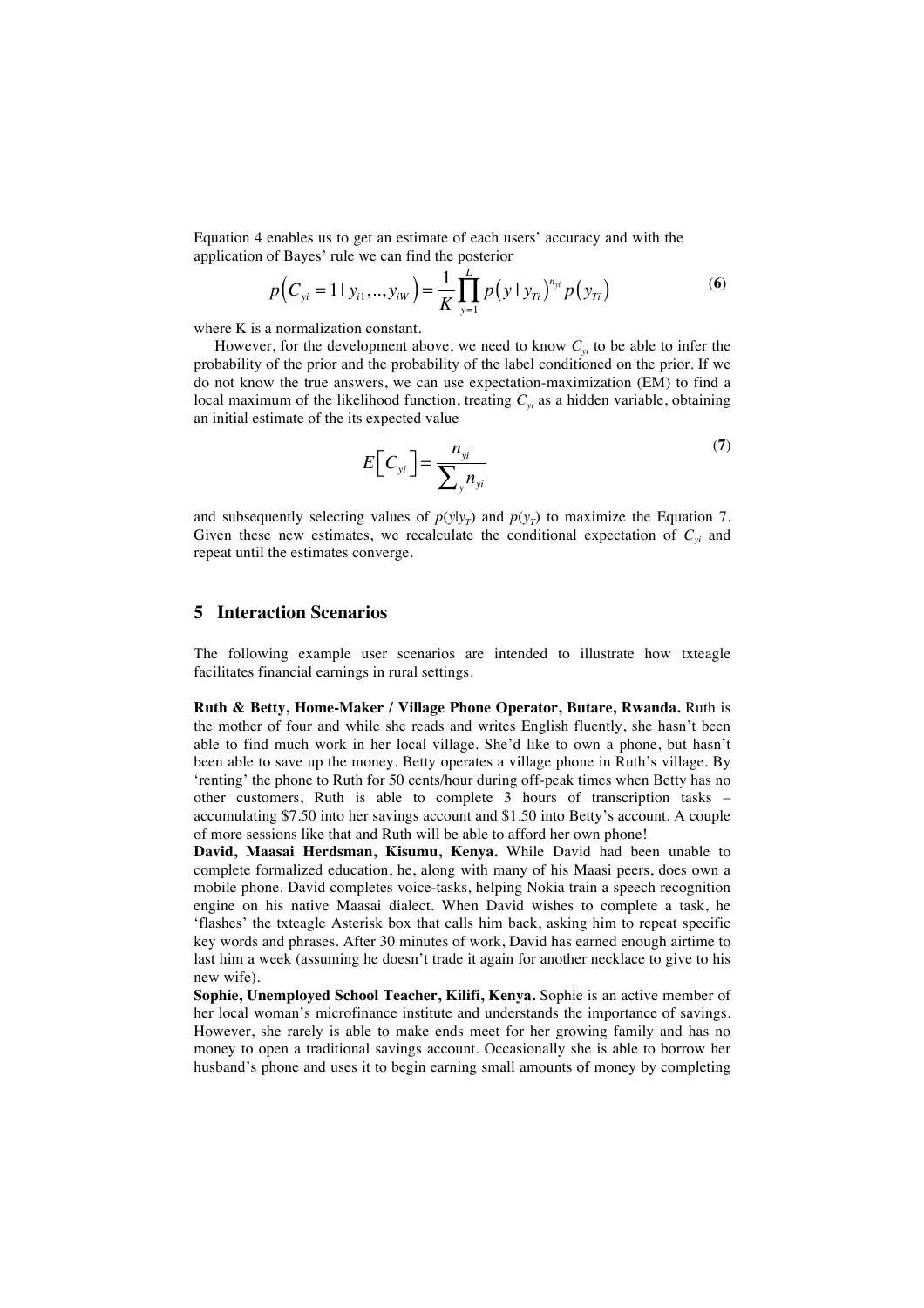Equation 4 enables us to get an estimate of each users' accuracy and with the application of Bayes' rule we can find the posterior

$$p\left(C_{yi}=1 \mid y_{i1},..,y_{iW}\right)=\frac{1}{K}\prod_{y=1}^{L}p\left(y \mid y_{Ti}\right)^{n_{yi}}p\left(y_{Ti}\right) \tag{6}$$

where K is a normalization constant.

However, for the development above, we need to know $C_{yi}$ to be able to infer the probability of the prior and the probability of the label conditioned on the prior. If we do not know the true answers, we can use expectation-maximization (EM) to find a local maximum of the likelihood function, treating $C_{yi}$ as a hidden variable, obtaining an initial estimate of the its expected value

$$E\left[C_{yi}\right]=\frac{n_{yi}}{\sum_{y}n_{yi}} \tag{7}$$

and subsequently selecting values of $p(y|y_T)$ and $p(y_T)$ to maximize the Equation 7. Given these new estimates, we recalculate the conditional expectation of $C_{yi}$ and repeat until the estimates converge.

## 5 Interaction Scenarios

The following example user scenarios are intended to illustrate how txteagle facilitates financial earnings in rural settings.

**Ruth & Betty, Home-Maker / Village Phone Operator, Butare, Rwanda.** Ruth is the mother of four and while she reads and writes English fluently, she hasn't been able to find much work in her local village. She'd like to own a phone, but hasn't been able to save up the money. Betty operates a village phone in Ruth's village. By 'renting' the phone to Ruth for 50 cents/hour during off-peak times when Betty has no other customers, Ruth is able to complete 3 hours of transcription tasks – accumulating $7.50 into her savings account and $1.50 into Betty's account. A couple of more sessions like that and Ruth will be able to afford her own phone!

**David, Maasai Herdsman, Kisumu, Kenya.** While David had been unable to complete formalized education, he, along with many of his Maasi peers, does own a mobile phone. David completes voice-tasks, helping Nokia train a speech recognition engine on his native Maasai dialect. When David wishes to complete a task, he 'flashes' the txteagle Asterisk box that calls him back, asking him to repeat specific key words and phrases. After 30 minutes of work, David has earned enough airtime to last him a week (assuming he doesn't trade it again for another necklace to give to his new wife).

**Sophie, Unemployed School Teacher, Kilifi, Kenya.** Sophie is an active member of her local woman's microfinance institute and understands the importance of savings. However, she rarely is able to make ends meet for her growing family and has no money to open a traditional savings account. Occasionally she is able to borrow her husband's phone and uses it to begin earning small amounts of money by completing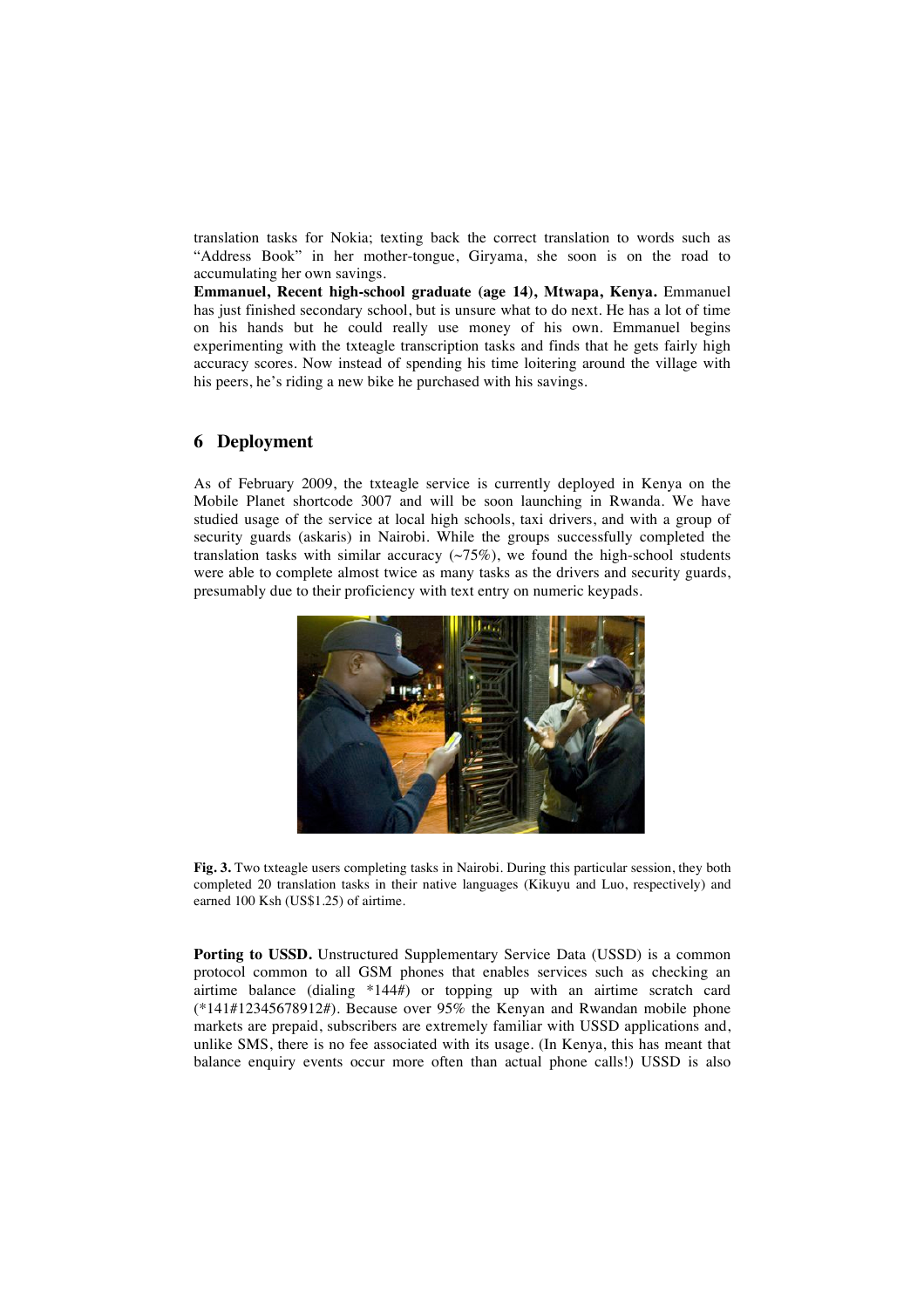translation tasks for Nokia; texting back the correct translation to words such as "Address Book" in her mother-tongue, Giryama, she soon is on the road to accumulating her own savings.

**Emmanuel, Recent high-school graduate (age 14), Mtwapa, Kenya.** Emmanuel has just finished secondary school, but is unsure what to do next. He has a lot of time on his hands but he could really use money of his own. Emmanuel begins experimenting with the txteagle transcription tasks and finds that he gets fairly high accuracy scores. Now instead of spending his time loitering around the village with his peers, he's riding a new bike he purchased with his savings.

## 6 Deployment

As of February 2009, the txteagle service is currently deployed in Kenya on the Mobile Planet shortcode 3007 and will be soon launching in Rwanda. We have studied usage of the service at local high schools, taxi drivers, and with a group of security guards (askaris) in Nairobi. While the groups successfully completed the translation tasks with similar accuracy (~75%), we found the high-school students were able to complete almost twice as many tasks as the drivers and security guards, presumably due to their proficiency with text entry on numeric keypads.

**Fig. 3.** Two txteagle users completing tasks in Nairobi. During this particular session, they both completed 20 translation tasks in their native languages (Kikuyu and Luo, respectively) and earned 100 Ksh (US$1.25) of airtime.

**Porting to USSD.** Unstructured Supplementary Service Data (USSD) is a common protocol common to all GSM phones that enables services such as checking an airtime balance (dialing *144#) or topping up with an airtime scratch card (*141#12345678912#). Because over 95% the Kenyan and Rwandan mobile phone markets are prepaid, subscribers are extremely familiar with USSD applications and, unlike SMS, there is no fee associated with its usage. (In Kenya, this has meant that balance enquiry events occur more often than actual phone calls!) USSD is also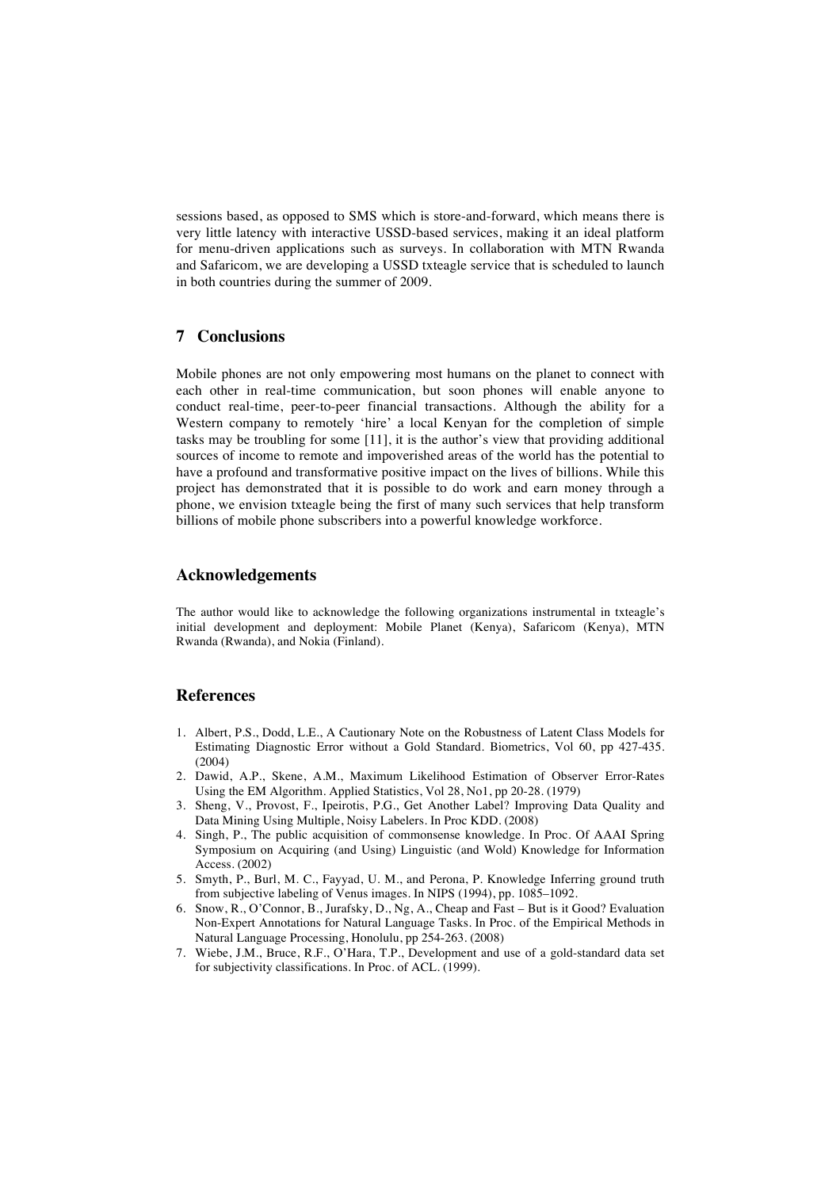sessions based, as opposed to SMS which is store-and-forward, which means there is very little latency with interactive USSD-based services, making it an ideal platform for menu-driven applications such as surveys. In collaboration with MTN Rwanda and Safaricom, we are developing a USSD txteagle service that is scheduled to launch in both countries during the summer of 2009.

## 7 Conclusions

Mobile phones are not only empowering most humans on the planet to connect with each other in real-time communication, but soon phones will enable anyone to conduct real-time, peer-to-peer financial transactions. Although the ability for a Western company to remotely 'hire' a local Kenyan for the completion of simple tasks may be troubling for some [11], it is the author's view that providing additional sources of income to remote and impoverished areas of the world has the potential to have a profound and transformative positive impact on the lives of billions. While this project has demonstrated that it is possible to do work and earn money through a phone, we envision txteagle being the first of many such services that help transform billions of mobile phone subscribers into a powerful knowledge workforce.

## Acknowledgements

The author would like to acknowledge the following organizations instrumental in txteagle's initial development and deployment: Mobile Planet (Kenya), Safaricom (Kenya), MTN Rwanda (Rwanda), and Nokia (Finland).

## References

1. Albert, P.S., Dodd, L.E., A Cautionary Note on the Robustness of Latent Class Models for Estimating Diagnostic Error without a Gold Standard. Biometrics, Vol 60, pp 427-435. (2004)
2. Dawid, A.P., Skene, A.M., Maximum Likelihood Estimation of Observer Error-Rates Using the EM Algorithm. Applied Statistics, Vol 28, No1, pp 20-28. (1979)
3. Sheng, V., Provost, F., Ipeirotis, P.G., Get Another Label? Improving Data Quality and Data Mining Using Multiple, Noisy Labelers. In Proc KDD. (2008)
4. Singh, P., The public acquisition of commonsense knowledge. In Proc. Of AAAI Spring Symposium on Acquiring (and Using) Linguistic (and Wold) Knowledge for Information Access. (2002)
5. Smyth, P., Burl, M. C., Fayyad, U. M., and Perona, P. Knowledge Inferring ground truth from subjective labeling of Venus images. In NIPS (1994), pp. 1085–1092.
6. Snow, R., O'Connor, B., Jurafsky, D., Ng, A., Cheap and Fast – But is it Good? Evaluation Non-Expert Annotations for Natural Language Tasks. In Proc. of the Empirical Methods in Natural Language Processing, Honolulu, pp 254-263. (2008)
7. Wiebe, J.M., Bruce, R.F., O'Hara, T.P., Development and use of a gold-standard data set for subjectivity classifications. In Proc. of ACL. (1999).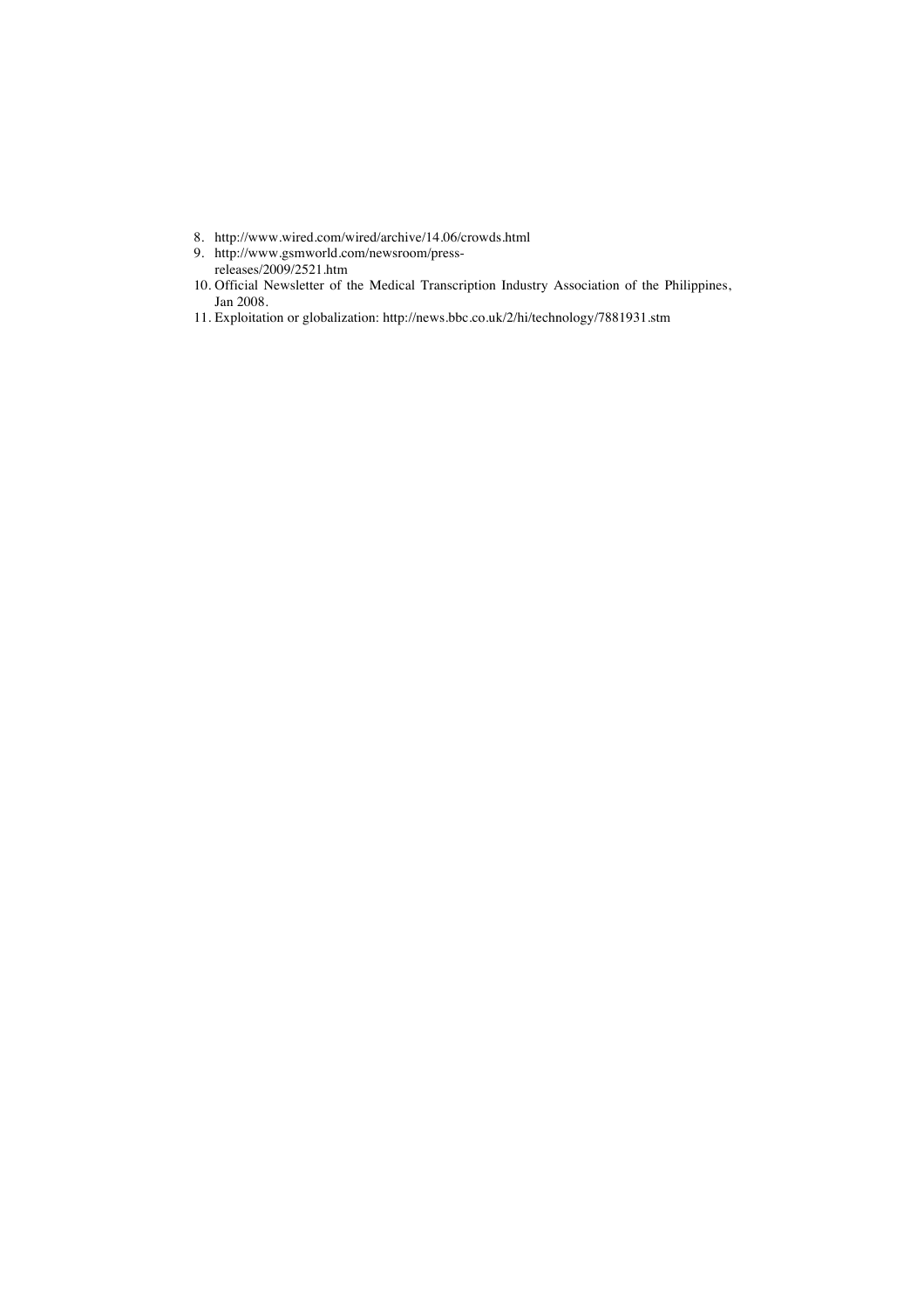8. http://www.wired.com/wired/archive/14.06/crowds.html
9. http://www.gsmworld.com/newsroom/press-releases/2009/2521.htm
10. Official Newsletter of the Medical Transcription Industry Association of the Philippines, Jan 2008.
11. Exploitation or globalization: http://news.bbc.co.uk/2/hi/technology/7881931.stm